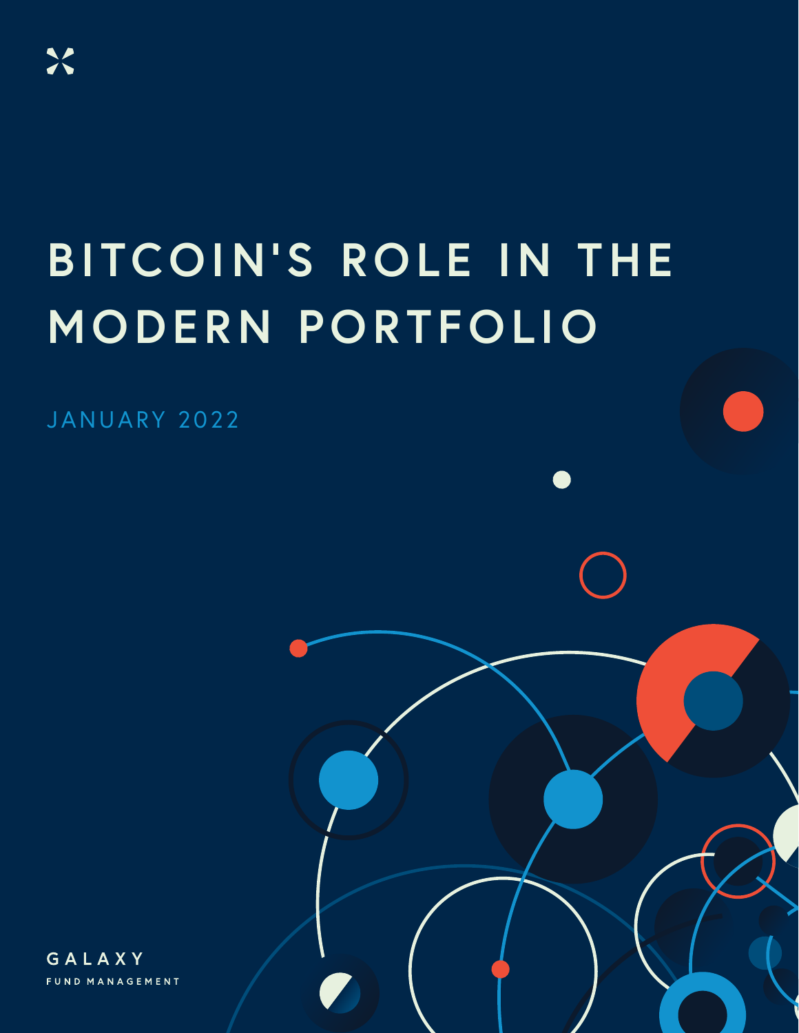# BITCOIN'S ROLE IN THE MODERN PORTFOLIO

JANUARY 2022

GALAXY

FUND MANAGEMENT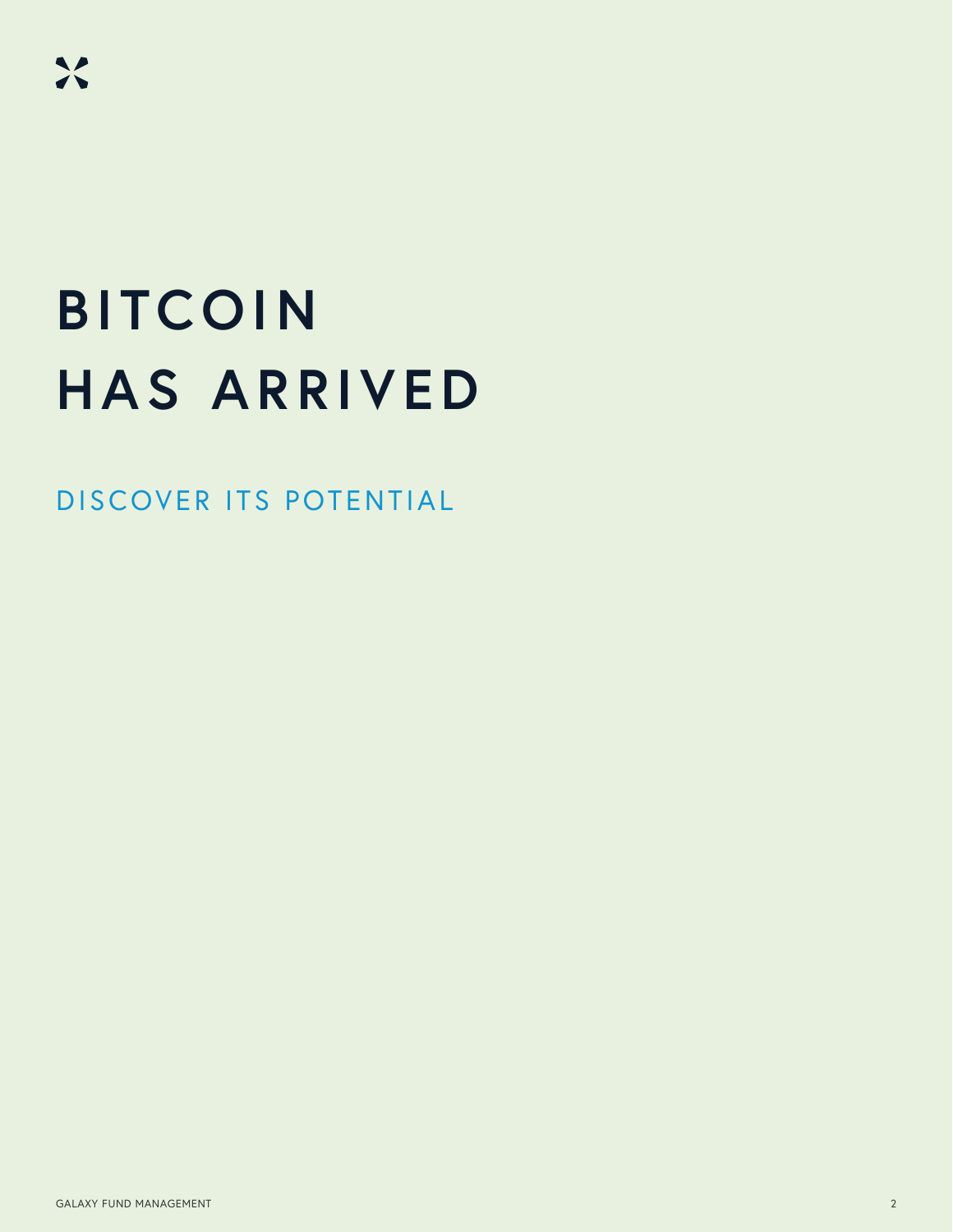# BITCOIN HAS ARRIVED

## DISCOVER ITS POTENTIAL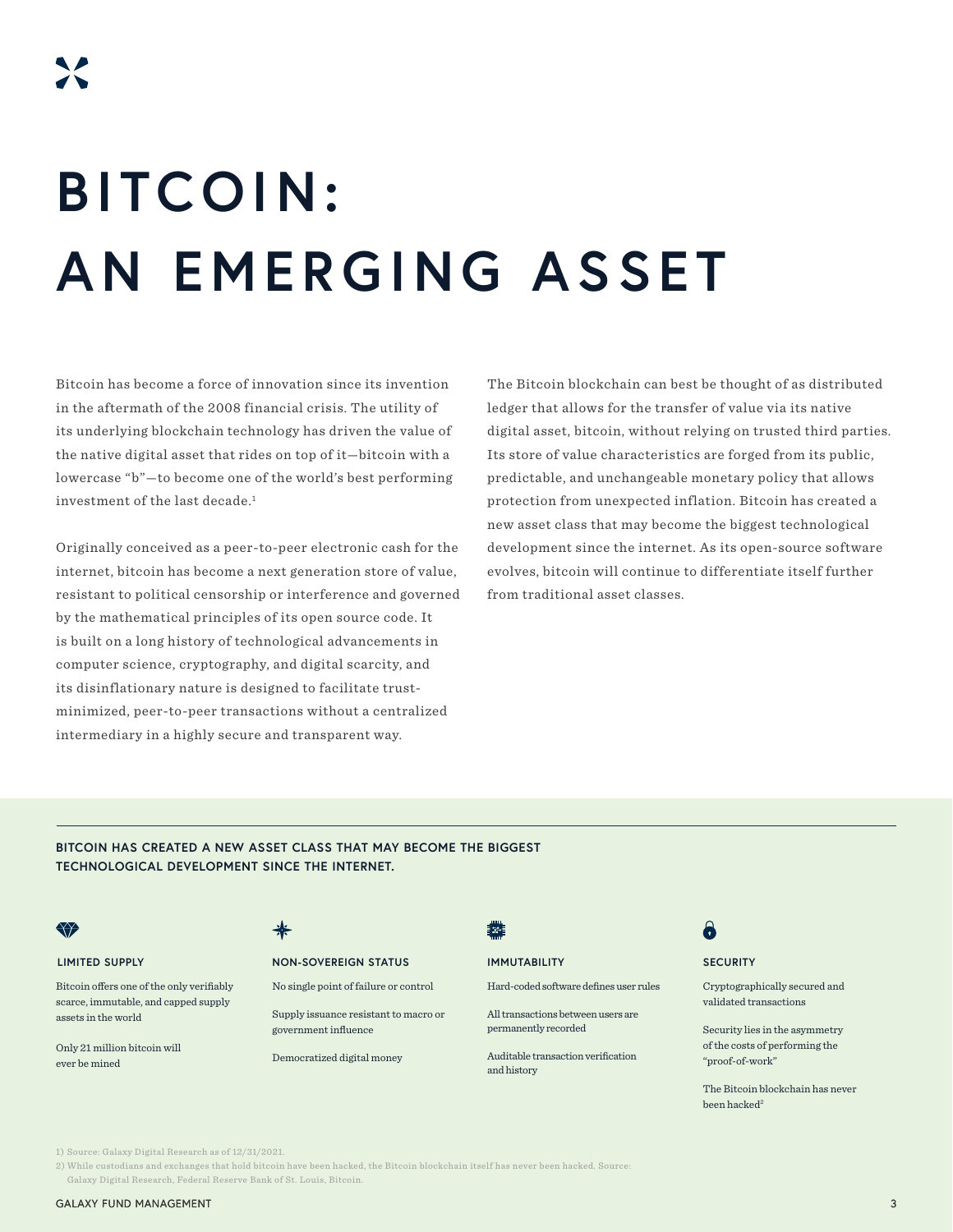# BITCOIN: AN EMERGING ASSET

Bitcoin has become a force of innovation since its invention in the aftermath of the 2008 financial crisis. The utility of its underlying blockchain technology has driven the value of the native digital asset that rides on top of it—bitcoin with a lowercase "b"—to become one of the world's best performing investment of the last decade.[1]

Originally conceived as a peer-to-peer electronic cash for the internet, bitcoin has become a next generation store of value, resistant to political censorship or interference and governed by the mathematical principles of its open source code. It is built on a long history of technological advancements in computer science, cryptography, and digital scarcity, and its disinflationary nature is designed to facilitate trust-minimized, peer-to-peer transactions without a centralized intermediary in a highly secure and transparent way.

The Bitcoin blockchain can best be thought of as distributed ledger that allows for the transfer of value via its native digital asset, bitcoin, without relying on trusted third parties. Its store of value characteristics are forged from its public, predictable, and unchangeable monetary policy that allows protection from unexpected inflation. Bitcoin has created a new asset class that may become the biggest technological development since the internet. As its open-source software evolves, bitcoin will continue to differentiate itself further from traditional asset classes.

## BITCOIN HAS CREATED A NEW ASSET CLASS THAT MAY BECOME THE BIGGEST TECHNOLOGICAL DEVELOPMENT SINCE THE INTERNET.

### LIMITED SUPPLY

Bitcoin offers one of the only verifiably scarce, immutable, and capped supply assets in the world

Only 21 million bitcoin will ever be mined

### NON-SOVEREIGN STATUS

No single point of failure or control

Supply issuance resistant to macro or government influence

Democratized digital money

### IMMUTABILITY

Hard-coded software defines user rules

All transactions between users are permanently recorded

Auditable transaction verification and history

### SECURITY

Cryptographically secured and validated transactions

Security lies in the asymmetry of the costs of performing the "proof-of-work"

The Bitcoin blockchain has never been hacked[2]

1) Source: Galaxy Digital Research as of 12/31/2021.

2) While custodians and exchanges that hold bitcoin have been hacked, the Bitcoin blockchain itself has never been hacked. Source: Galaxy Digital Research, Federal Reserve Bank of St. Louis, Bitcoin.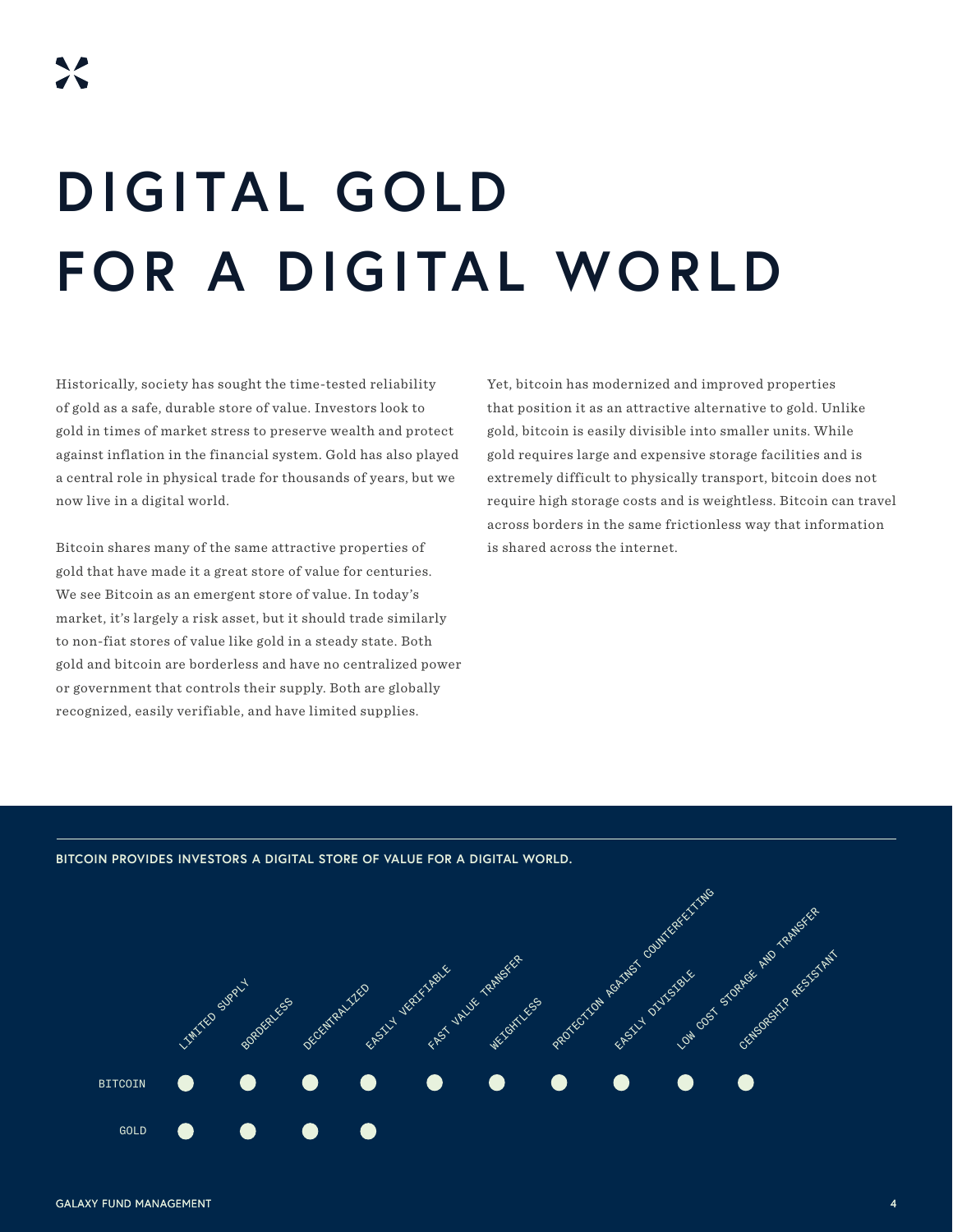# DIGITAL GOLD FOR A DIGITAL WORLD

Historically, society has sought the time-tested reliability of gold as a safe, durable store of value. Investors look to gold in times of market stress to preserve wealth and protect against inflation in the financial system. Gold has also played a central role in physical trade for thousands of years, but we now live in a digital world.

Bitcoin shares many of the same attractive properties of gold that have made it a great store of value for centuries. We see Bitcoin as an emergent store of value. In today's market, it's largely a risk asset, but it should trade similarly to non-fiat stores of value like gold in a steady state. Both gold and bitcoin are borderless and have no centralized power or government that controls their supply. Both are globally recognized, easily verifiable, and have limited supplies.

Yet, bitcoin has modernized and improved properties that position it as an attractive alternative to gold. Unlike gold, bitcoin is easily divisible into smaller units. While gold requires large and expensive storage facilities and is extremely difficult to physically transport, bitcoin does not require high storage costs and is weightless. Bitcoin can travel across borders in the same frictionless way that information is shared across the internet.

**BITCOIN PROVIDES INVESTORS A DIGITAL STORE OF VALUE FOR A DIGITAL WORLD.**

| | LIMITED SUPPLY | BORDERLESS | DECENTRALIZED | EASILY VERIFIABLE | FAST VALUE TRANSFER | WEIGHTLESS | PROTECTION AGAINST COUNTERFEITING | EASILY DIVISIBLE | LOW COST STORAGE AND TRANSFER | CENSORSHIP RESISTANT |
|---|---|---|---|---|---|---|---|---|---|---|
| BITCOIN | ● | ● | ● | ● | ● | ● | ● | ● | ● | ● |
| GOLD | ● | ● | ● | ● | | | | | | |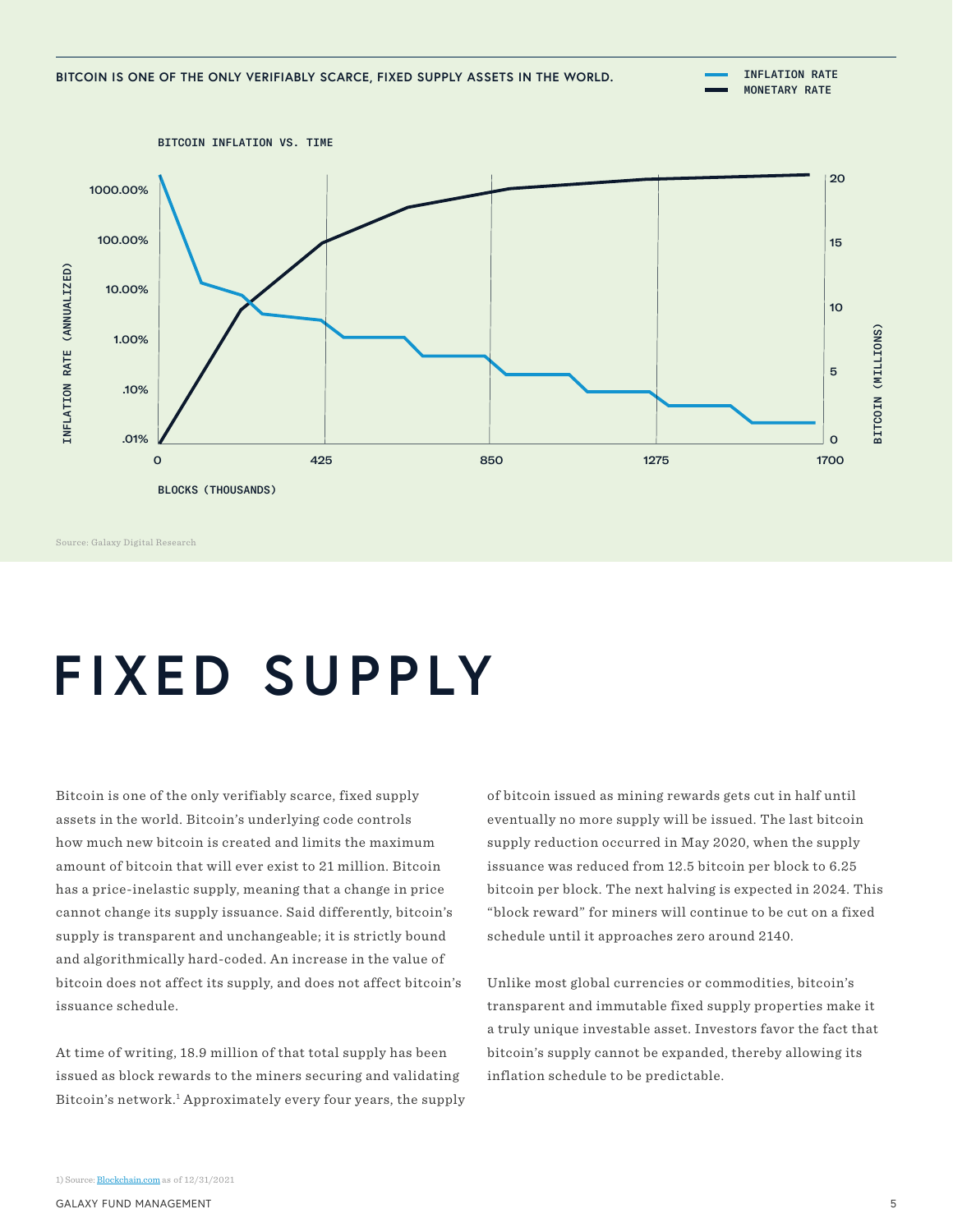BITCOIN IS ONE OF THE ONLY VERIFIABLY SCARCE, FIXED SUPPLY ASSETS IN THE WORLD.

INFLATION RATE
MONETARY RATE

BITCOIN INFLATION VS. TIME

INFLATION RATE (ANNUALIZED)

1000.00%
100.00%
10.00%
1.00%
.10%
.01%

BITCOIN (MILLIONS)

20
15
10
5
0

0 425 850 1275 1700

BLOCKS (THOUSANDS)

Source: Galaxy Digital Research

# FIXED SUPPLY

Bitcoin is one of the only verifiably scarce, fixed supply assets in the world. Bitcoin's underlying code controls how much new bitcoin is created and limits the maximum amount of bitcoin that will ever exist to 21 million. Bitcoin has a price-inelastic supply, meaning that a change in price cannot change its supply issuance. Said differently, bitcoin's supply is transparent and unchangeable; it is strictly bound and algorithmically hard-coded. An increase in the value of bitcoin does not affect its supply, and does not affect bitcoin's issuance schedule.

At time of writing, 18.9 million of that total supply has been issued as block rewards to the miners securing and validating Bitcoin's network.[1] Approximately every four years, the supply of bitcoin issued as mining rewards gets cut in half until eventually no more supply will be issued. The last bitcoin supply reduction occurred in May 2020, when the supply issuance was reduced from 12.5 bitcoin per block to 6.25 bitcoin per block. The next halving is expected in 2024. This "block reward" for miners will continue to be cut on a fixed schedule until it approaches zero around 2140.

Unlike most global currencies or commodities, bitcoin's transparent and immutable fixed supply properties make it a truly unique investable asset. Investors favor the fact that bitcoin's supply cannot be expanded, thereby allowing its inflation schedule to be predictable.

1) Source: Blockchain.com as of 12/31/2021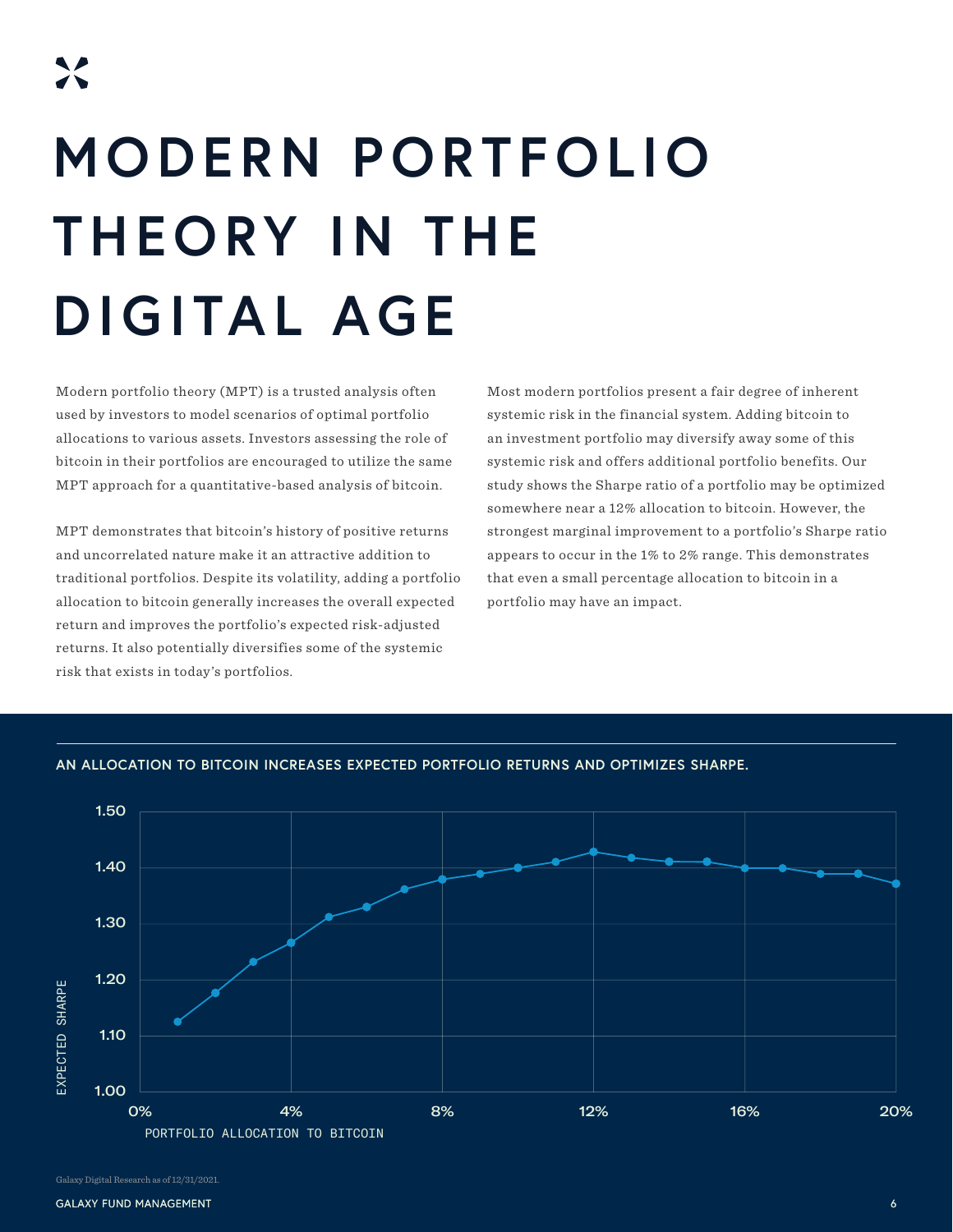# MODERN PORTFOLIO THEORY IN THE DIGITAL AGE

Modern portfolio theory (MPT) is a trusted analysis often used by investors to model scenarios of optimal portfolio allocations to various assets. Investors assessing the role of bitcoin in their portfolios are encouraged to utilize the same MPT approach for a quantitative-based analysis of bitcoin.

MPT demonstrates that bitcoin's history of positive returns and uncorrelated nature make it an attractive addition to traditional portfolios. Despite its volatility, adding a portfolio allocation to bitcoin generally increases the overall expected return and improves the portfolio's expected risk-adjusted returns. It also potentially diversifies some of the systemic risk that exists in today's portfolios.

Most modern portfolios present a fair degree of inherent systemic risk in the financial system. Adding bitcoin to an investment portfolio may diversify away some of this systemic risk and offers additional portfolio benefits. Our study shows the Sharpe ratio of a portfolio may be optimized somewhere near a 12% allocation to bitcoin. However, the strongest marginal improvement to a portfolio's Sharpe ratio appears to occur in the 1% to 2% range. This demonstrates that even a small percentage allocation to bitcoin in a portfolio may have an impact.

**AN ALLOCATION TO BITCOIN INCREASES EXPECTED PORTFOLIO RETURNS AND OPTIMIZES SHARPE.**

Galaxy Digital Research as of 12/31/2021.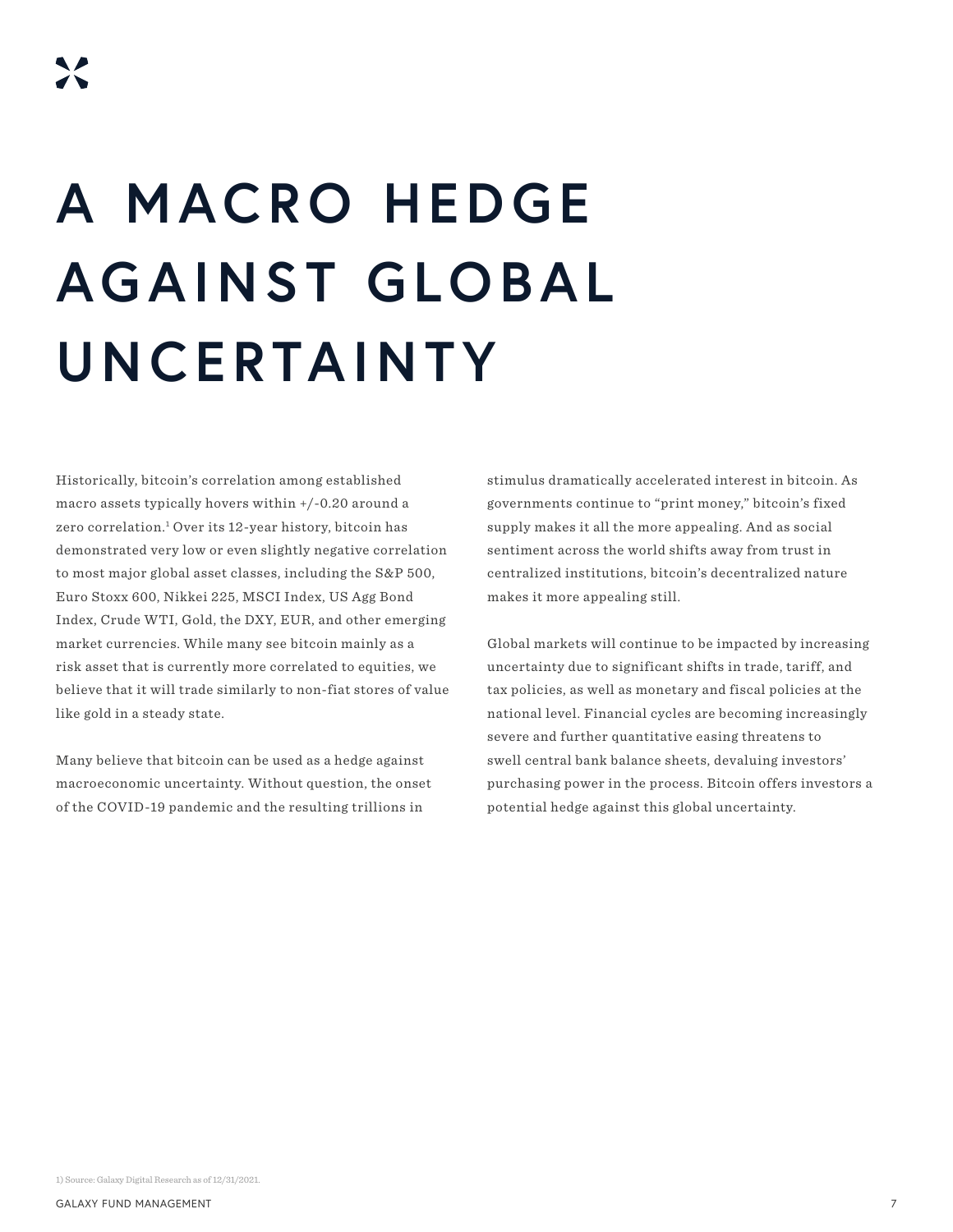# A MACRO HEDGE AGAINST GLOBAL UNCERTAINTY

Historically, bitcoin's correlation among established macro assets typically hovers within +/-0.20 around a zero correlation.[1] Over its 12-year history, bitcoin has demonstrated very low or even slightly negative correlation to most major global asset classes, including the S&P 500, Euro Stoxx 600, Nikkei 225, MSCI Index, US Agg Bond Index, Crude WTI, Gold, the DXY, EUR, and other emerging market currencies. While many see bitcoin mainly as a risk asset that is currently more correlated to equities, we believe that it will trade similarly to non-fiat stores of value like gold in a steady state.

Many believe that bitcoin can be used as a hedge against macroeconomic uncertainty. Without question, the onset of the COVID-19 pandemic and the resulting trillions in stimulus dramatically accelerated interest in bitcoin. As governments continue to "print money," bitcoin's fixed supply makes it all the more appealing. And as social sentiment across the world shifts away from trust in centralized institutions, bitcoin's decentralized nature makes it more appealing still.

Global markets will continue to be impacted by increasing uncertainty due to significant shifts in trade, tariff, and tax policies, as well as monetary and fiscal policies at the national level. Financial cycles are becoming increasingly severe and further quantitative easing threatens to swell central bank balance sheets, devaluing investors' purchasing power in the process. Bitcoin offers investors a potential hedge against this global uncertainty.

1) Source: Galaxy Digital Research as of 12/31/2021.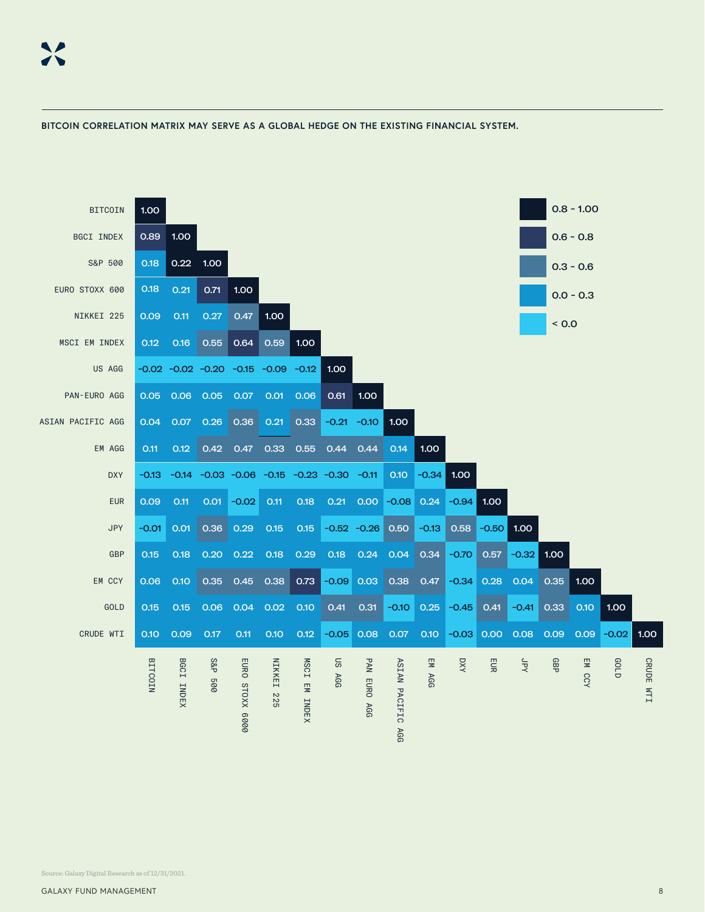BITCOIN CORRELATION MATRIX MAY SERVE AS A GLOBAL HEDGE ON THE EXISTING FINANCIAL SYSTEM.

| | BITCOIN | BGCI INDEX | S&P 500 | EURO STOXX 6000 | NIKKEI 225 | MSCI EM INDEX | US AGG | PAN EURO AGG | ASIAN PACIFIC AGG | EM AGG | DXY | EUR | JPY | GBP | EM CCY | GOLD | CRUDE WTI |
|---|---|---|---|---|---|---|---|---|---|---|---|---|---|---|---|---|---|
| BITCOIN | 1.00 | | | | | | | | | | | | | | | | |
| BGCI INDEX | 0.89 | 1.00 | | | | | | | | | | | | | | | |
| S&P 500 | 0.18 | 0.22 | 1.00 | | | | | | | | | | | | | | |
| EURO STOXX 600 | 0.18 | 0.21 | 0.71 | 1.00 | | | | | | | | | | | | | |
| NIKKEI 225 | 0.09 | 0.11 | 0.27 | 0.47 | 1.00 | | | | | | | | | | | | |
| MSCI EM INDEX | 0.12 | 0.16 | 0.55 | 0.64 | 0.59 | 1.00 | | | | | | | | | | | |
| US AGG | -0.02 | -0.02 | -0.20 | -0.15 | -0.09 | -0.12 | 1.00 | | | | | | | | | | |
| PAN-EURO AGG | 0.05 | 0.06 | 0.05 | 0.07 | 0.01 | 0.06 | 0.61 | 1.00 | | | | | | | | | |
| ASIAN PACIFIC AGG | 0.04 | 0.07 | 0.26 | 0.36 | 0.21 | 0.33 | -0.21 | -0.10 | 1.00 | | | | | | | | |
| EM AGG | 0.11 | 0.12 | 0.42 | 0.47 | 0.33 | 0.55 | 0.44 | 0.44 | 0.14 | 1.00 | | | | | | | |
| DXY | -0.13 | -0.14 | -0.03 | -0.06 | -0.15 | -0.23 | -0.30 | -0.11 | 0.10 | -0.34 | 1.00 | | | | | | |
| EUR | 0.09 | 0.11 | 0.01 | -0.02 | 0.11 | 0.18 | 0.21 | 0.00 | -0.08 | 0.24 | -0.94 | 1.00 | | | | | |
| JPY | -0.01 | 0.01 | 0.36 | 0.29 | 0.15 | 0.15 | -0.52 | -0.26 | 0.50 | -0.13 | 0.58 | -0.50 | 1.00 | | | | |
| GBP | 0.15 | 0.18 | 0.20 | 0.22 | 0.18 | 0.29 | 0.18 | 0.24 | 0.04 | 0.34 | -0.70 | 0.57 | -0.32 | 1.00 | | | |
| EM CCY | 0.06 | 0.10 | 0.35 | 0.45 | 0.38 | 0.73 | -0.09 | 0.03 | 0.38 | 0.47 | -0.34 | 0.28 | 0.04 | 0.35 | 1.00 | | |
| GOLD | 0.15 | 0.15 | 0.06 | 0.04 | 0.02 | 0.10 | 0.41 | 0.31 | -0.10 | 0.25 | -0.45 | 0.41 | -0.41 | 0.33 | 0.10 | 1.00 | |
| CRUDE WTI | 0.10 | 0.09 | 0.17 | 0.11 | 0.10 | 0.12 | -0.05 | 0.08 | 0.07 | 0.10 | -0.03 | 0.00 | 0.08 | 0.09 | 0.09 | -0.02 | 1.00 |

Legend: 0.8 - 1.00; 0.6 - 0.8; 0.3 - 0.6; 0.0 - 0.3; < 0.0

Source: Galaxy Digital Research as of 12/31/2021.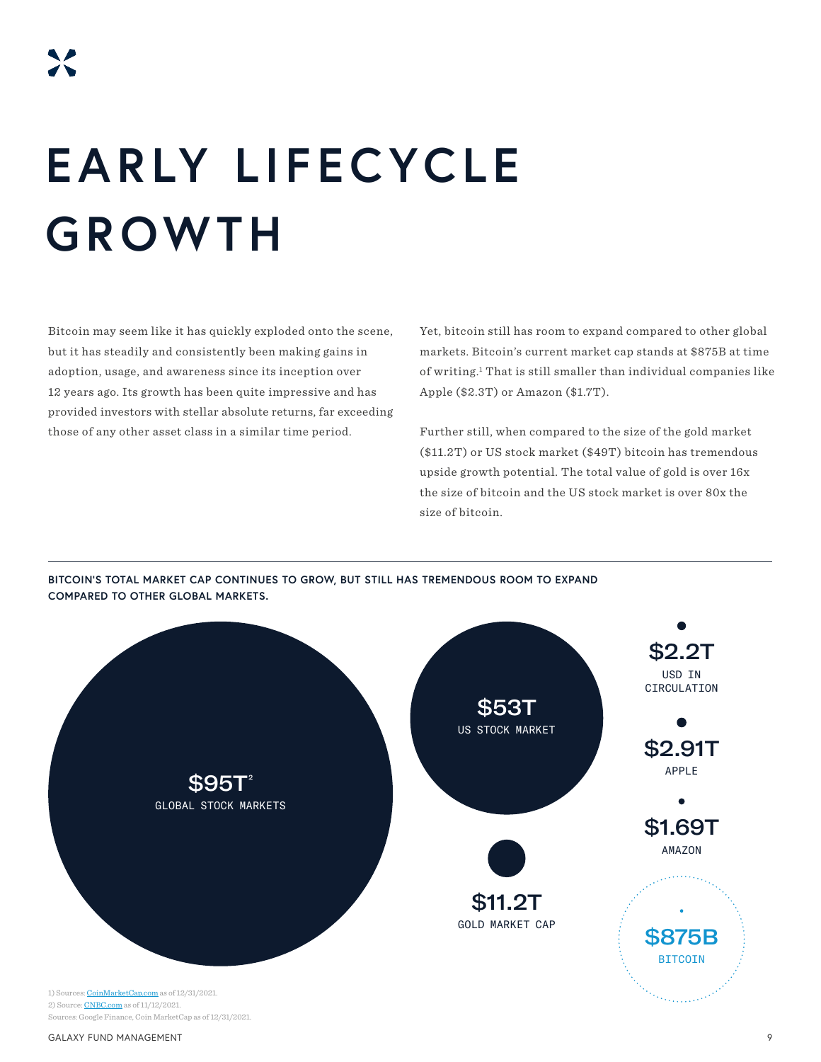# EARLY LIFECYCLE GROWTH

Bitcoin may seem like it has quickly exploded onto the scene, but it has steadily and consistently been making gains in adoption, usage, and awareness since its inception over 12 years ago. Its growth has been quite impressive and has provided investors with stellar absolute returns, far exceeding those of any other asset class in a similar time period.

Yet, bitcoin still has room to expand compared to other global markets. Bitcoin's current market cap stands at $875B at time of writing.[1] That is still smaller than individual companies like Apple ($2.3T) or Amazon ($1.7T).

Further still, when compared to the size of the gold market ($11.2T) or US stock market ($49T) bitcoin has tremendous upside growth potential. The total value of gold is over 16x the size of bitcoin and the US stock market is over 80x the size of bitcoin.

**BITCOIN'S TOTAL MARKET CAP CONTINUES TO GROW, BUT STILL HAS TREMENDOUS ROOM TO EXPAND COMPARED TO OTHER GLOBAL MARKETS.**

$95T[2]
GLOBAL STOCK MARKETS

$53T
US STOCK MARKET

$11.2T
GOLD MARKET CAP

$2.2T
USD IN CIRCULATION

$2.91T
APPLE

$1.69T
AMAZON

$875B
BITCOIN

1) Sources: CoinMarketCap.com as of 12/31/2021.
2) Source: CNBC.com as of 11/12/2021.
Sources: Google Finance, Coin MarketCap as of 12/31/2021.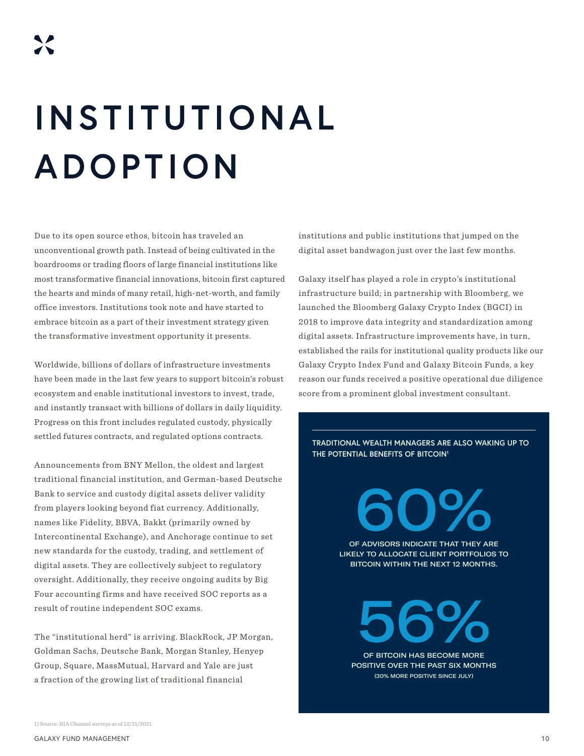# INSTITUTIONAL ADOPTION

Due to its open source ethos, bitcoin has traveled an unconventional growth path. Instead of being cultivated in the boardrooms or trading floors of large financial institutions like most transformative financial innovations, bitcoin first captured the hearts and minds of many retail, high-net-worth, and family office investors. Institutions took note and have started to embrace bitcoin as a part of their investment strategy given the transformative investment opportunity it presents.

Worldwide, billions of dollars of infrastructure investments have been made in the last few years to support bitcoin's robust ecosystem and enable institutional investors to invest, trade, and instantly transact with billions of dollars in daily liquidity. Progress on this front includes regulated custody, physically settled futures contracts, and regulated options contracts.

Announcements from BNY Mellon, the oldest and largest traditional financial institution, and German-based Deutsche Bank to service and custody digital assets deliver validity from players looking beyond fiat currency. Additionally, names like Fidelity, BBVA, Bakkt (primarily owned by Intercontinental Exchange), and Anchorage continue to set new standards for the custody, trading, and settlement of digital assets. They are collectively subject to regulatory oversight. Additionally, they receive ongoing audits by Big Four accounting firms and have received SOC reports as a result of routine independent SOC exams.

The "institutional herd" is arriving. BlackRock, JP Morgan, Goldman Sachs, Deutsche Bank, Morgan Stanley, Henyep Group, Square, MassMutual, Harvard and Yale are just a fraction of the growing list of traditional financial institutions and public institutions that jumped on the digital asset bandwagon just over the last few months.

Galaxy itself has played a role in crypto's institutional infrastructure build; in partnership with Bloomberg, we launched the Bloomberg Galaxy Crypto Index (BGCI) in 2018 to improve data integrity and standardization among digital assets. Infrastructure improvements have, in turn, established the rails for institutional quality products like our Galaxy Crypto Index Fund and Galaxy Bitcoin Funds, a key reason our funds received a positive operational due diligence score from a prominent global investment consultant.

**TRADITIONAL WEALTH MANAGERS ARE ALSO WAKING UP TO THE POTENTIAL BENEFITS OF BITCOIN[1]**

**60%**

OF ADVISORS INDICATE THAT THEY ARE LIKELY TO ALLOCATE CLIENT PORTFOLIOS TO BITCOIN WITHIN THE NEXT 12 MONTHS.

**56%**

OF BITCOIN HAS BECOME MORE POSITIVE OVER THE PAST SIX MONTHS

(30% MORE POSITIVE SINCE JULY)

1) Source: RIA Channel surveys as of 12/31/2021.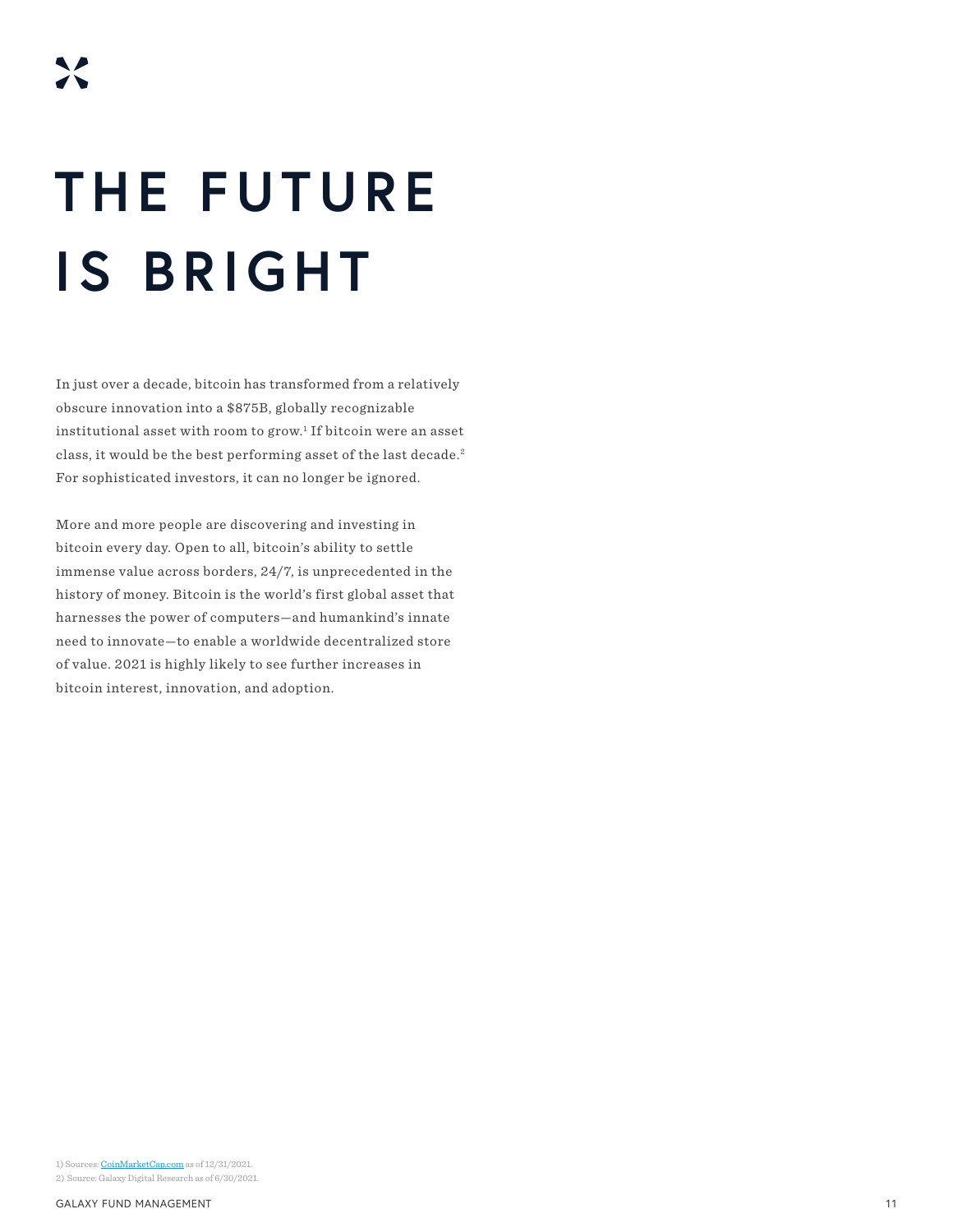# THE FUTURE IS BRIGHT

In just over a decade, bitcoin has transformed from a relatively obscure innovation into a $875B, globally recognizable institutional asset with room to grow.[1] If bitcoin were an asset class, it would be the best performing asset of the last decade.[2] For sophisticated investors, it can no longer be ignored.

More and more people are discovering and investing in bitcoin every day. Open to all, bitcoin's ability to settle immense value across borders, 24/7, is unprecedented in the history of money. Bitcoin is the world's first global asset that harnesses the power of computers—and humankind's innate need to innovate—to enable a worldwide decentralized store of value. 2021 is highly likely to see further increases in bitcoin interest, innovation, and adoption.

1) Sources: CoinMarketCap.com as of 12/31/2021.
2) Source: Galaxy Digital Research as of 6/30/2021.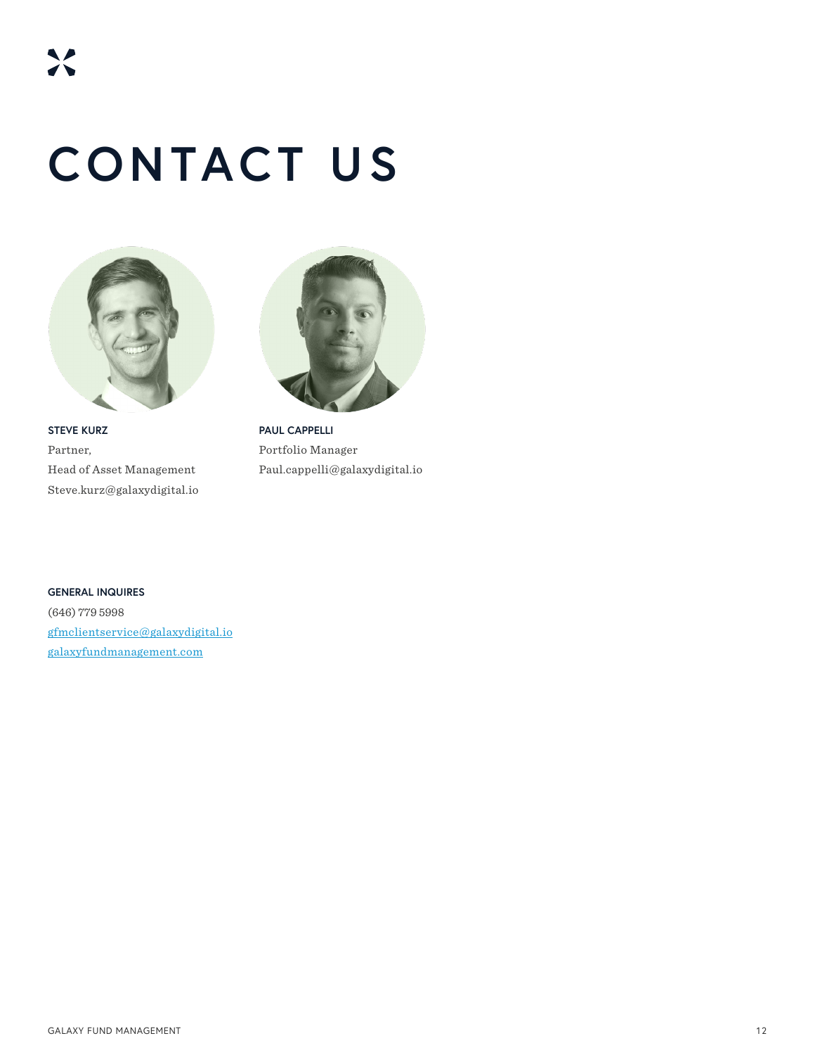# CONTACT US

**STEVE KURZ**
Partner,
Head of Asset Management
Steve.kurz@galaxydigital.io

**PAUL CAPPELLI**
Portfolio Manager
Paul.cappelli@galaxydigital.io

**GENERAL INQUIRES**
(646) 779 5998
gfmclientservice@galaxydigital.io
galaxyfundmanagement.com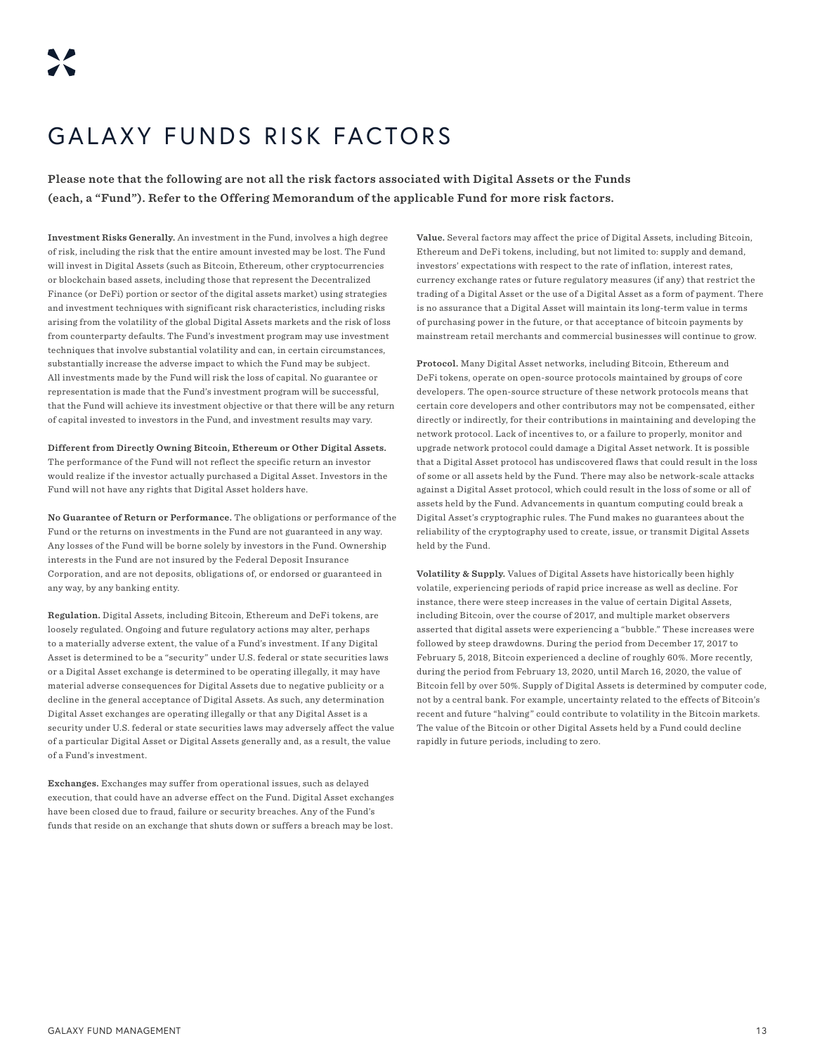# GALAXY FUNDS RISK FACTORS

**Please note that the following are not all the risk factors associated with Digital Assets or the Funds (each, a "Fund"). Refer to the Offering Memorandum of the applicable Fund for more risk factors.**

**Investment Risks Generally.** An investment in the Fund, involves a high degree of risk, including the risk that the entire amount invested may be lost. The Fund will invest in Digital Assets (such as Bitcoin, Ethereum, other cryptocurrencies or blockchain based assets, including those that represent the Decentralized Finance (or DeFi) portion or sector of the digital assets market) using strategies and investment techniques with significant risk characteristics, including risks arising from the volatility of the global Digital Assets markets and the risk of loss from counterparty defaults. The Fund's investment program may use investment techniques that involve substantial volatility and can, in certain circumstances, substantially increase the adverse impact to which the Fund may be subject. All investments made by the Fund will risk the loss of capital. No guarantee or representation is made that the Fund's investment program will be successful, that the Fund will achieve its investment objective or that there will be any return of capital invested to investors in the Fund, and investment results may vary.

**Different from Directly Owning Bitcoin, Ethereum or Other Digital Assets.** The performance of the Fund will not reflect the specific return an investor would realize if the investor actually purchased a Digital Asset. Investors in the Fund will not have any rights that Digital Asset holders have.

**No Guarantee of Return or Performance.** The obligations or performance of the Fund or the returns on investments in the Fund are not guaranteed in any way. Any losses of the Fund will be borne solely by investors in the Fund. Ownership interests in the Fund are not insured by the Federal Deposit Insurance Corporation, and are not deposits, obligations of, or endorsed or guaranteed in any way, by any banking entity.

**Regulation.** Digital Assets, including Bitcoin, Ethereum and DeFi tokens, are loosely regulated. Ongoing and future regulatory actions may alter, perhaps to a materially adverse extent, the value of a Fund's investment. If any Digital Asset is determined to be a "security" under U.S. federal or state securities laws or a Digital Asset exchange is determined to be operating illegally, it may have material adverse consequences for Digital Assets due to negative publicity or a decline in the general acceptance of Digital Assets. As such, any determination Digital Asset exchanges are operating illegally or that any Digital Asset is a security under U.S. federal or state securities laws may adversely affect the value of a particular Digital Asset or Digital Assets generally and, as a result, the value of a Fund's investment.

**Exchanges.** Exchanges may suffer from operational issues, such as delayed execution, that could have an adverse effect on the Fund. Digital Asset exchanges have been closed due to fraud, failure or security breaches. Any of the Fund's funds that reside on an exchange that shuts down or suffers a breach may be lost.

**Value.** Several factors may affect the price of Digital Assets, including Bitcoin, Ethereum and DeFi tokens, including, but not limited to: supply and demand, investors' expectations with respect to the rate of inflation, interest rates, currency exchange rates or future regulatory measures (if any) that restrict the trading of a Digital Asset or the use of a Digital Asset as a form of payment. There is no assurance that a Digital Asset will maintain its long-term value in terms of purchasing power in the future, or that acceptance of bitcoin payments by mainstream retail merchants and commercial businesses will continue to grow.

**Protocol.** Many Digital Asset networks, including Bitcoin, Ethereum and DeFi tokens, operate on open-source protocols maintained by groups of core developers. The open-source structure of these network protocols means that certain core developers and other contributors may not be compensated, either directly or indirectly, for their contributions in maintaining and developing the network protocol. Lack of incentives to, or a failure to properly, monitor and upgrade network protocol could damage a Digital Asset network. It is possible that a Digital Asset protocol has undiscovered flaws that could result in the loss of some or all assets held by the Fund. There may also be network-scale attacks against a Digital Asset protocol, which could result in the loss of some or all of assets held by the Fund. Advancements in quantum computing could break a Digital Asset's cryptographic rules. The Fund makes no guarantees about the reliability of the cryptography used to create, issue, or transmit Digital Assets held by the Fund.

**Volatility & Supply.** Values of Digital Assets have historically been highly volatile, experiencing periods of rapid price increase as well as decline. For instance, there were steep increases in the value of certain Digital Assets, including Bitcoin, over the course of 2017, and multiple market observers asserted that digital assets were experiencing a "bubble." These increases were followed by steep drawdowns. During the period from December 17, 2017 to February 5, 2018, Bitcoin experienced a decline of roughly 60%. More recently, during the period from February 13, 2020, until March 16, 2020, the value of Bitcoin fell by over 50%. Supply of Digital Assets is determined by computer code, not by a central bank. For example, uncertainty related to the effects of Bitcoin's recent and future "halving" could contribute to volatility in the Bitcoin markets. The value of the Bitcoin or other Digital Assets held by a Fund could decline rapidly in future periods, including to zero.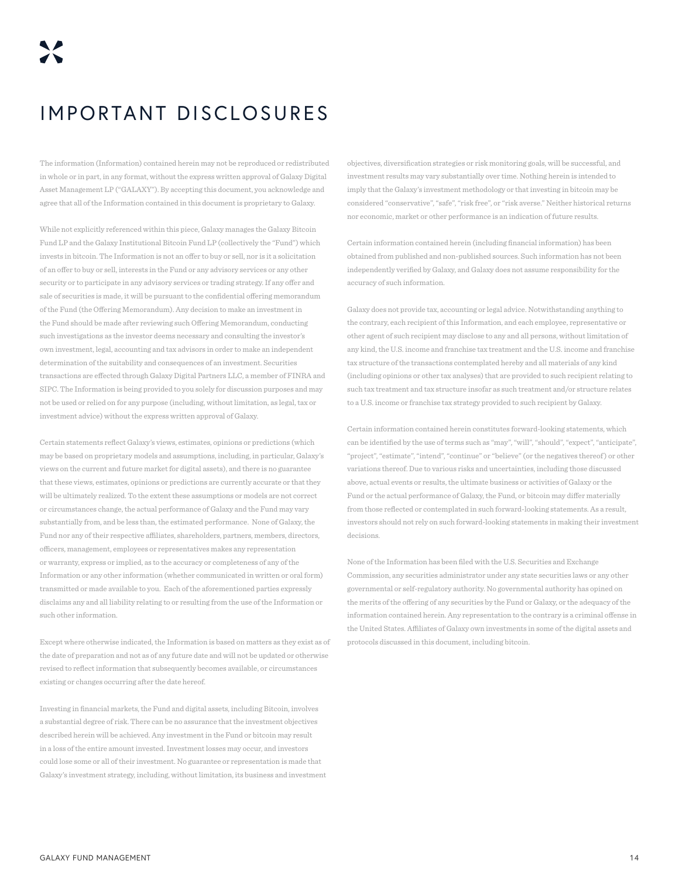# IMPORTANT DISCLOSURES

The information (Information) contained herein may not be reproduced or redistributed in whole or in part, in any format, without the express written approval of Galaxy Digital Asset Management LP ("GALAXY"). By accepting this document, you acknowledge and agree that all of the Information contained in this document is proprietary to Galaxy.

While not explicitly referenced within this piece, Galaxy manages the Galaxy Bitcoin Fund LP and the Galaxy Institutional Bitcoin Fund LP (collectively the "Fund") which invests in bitcoin. The Information is not an offer to buy or sell, nor is it a solicitation of an offer to buy or sell, interests in the Fund or any advisory services or any other security or to participate in any advisory services or trading strategy. If any offer and sale of securities is made, it will be pursuant to the confidential offering memorandum of the Fund (the Offering Memorandum). Any decision to make an investment in the Fund should be made after reviewing such Offering Memorandum, conducting such investigations as the investor deems necessary and consulting the investor's own investment, legal, accounting and tax advisors in order to make an independent determination of the suitability and consequences of an investment. Securities transactions are effected through Galaxy Digital Partners LLC, a member of FINRA and SIPC. The Information is being provided to you solely for discussion purposes and may not be used or relied on for any purpose (including, without limitation, as legal, tax or investment advice) without the express written approval of Galaxy.

Certain statements reflect Galaxy's views, estimates, opinions or predictions (which may be based on proprietary models and assumptions, including, in particular, Galaxy's views on the current and future market for digital assets), and there is no guarantee that these views, estimates, opinions or predictions are currently accurate or that they will be ultimately realized. To the extent these assumptions or models are not correct or circumstances change, the actual performance of Galaxy and the Fund may vary substantially from, and be less than, the estimated performance. None of Galaxy, the Fund nor any of their respective affiliates, shareholders, partners, members, directors, officers, management, employees or representatives makes any representation or warranty, express or implied, as to the accuracy or completeness of any of the Information or any other information (whether communicated in written or oral form) transmitted or made available to you. Each of the aforementioned parties expressly disclaims any and all liability relating to or resulting from the use of the Information or such other information.

Except where otherwise indicated, the Information is based on matters as they exist as of the date of preparation and not as of any future date and will not be updated or otherwise revised to reflect information that subsequently becomes available, or circumstances existing or changes occurring after the date hereof.

Investing in financial markets, the Fund and digital assets, including Bitcoin, involves a substantial degree of risk. There can be no assurance that the investment objectives described herein will be achieved. Any investment in the Fund or bitcoin may result in a loss of the entire amount invested. Investment losses may occur, and investors could lose some or all of their investment. No guarantee or representation is made that Galaxy's investment strategy, including, without limitation, its business and investment objectives, diversification strategies or risk monitoring goals, will be successful, and investment results may vary substantially over time. Nothing herein is intended to imply that the Galaxy's investment methodology or that investing in bitcoin may be considered "conservative", "safe", "risk free", or "risk averse." Neither historical returns nor economic, market or other performance is an indication of future results.

Certain information contained herein (including financial information) has been obtained from published and non-published sources. Such information has not been independently verified by Galaxy, and Galaxy does not assume responsibility for the accuracy of such information.

Galaxy does not provide tax, accounting or legal advice. Notwithstanding anything to the contrary, each recipient of this Information, and each employee, representative or other agent of such recipient may disclose to any and all persons, without limitation of any kind, the U.S. income and franchise tax treatment and the U.S. income and franchise tax structure of the transactions contemplated hereby and all materials of any kind (including opinions or other tax analyses) that are provided to such recipient relating to such tax treatment and tax structure insofar as such treatment and/or structure relates to a U.S. income or franchise tax strategy provided to such recipient by Galaxy.

Certain information contained herein constitutes forward-looking statements, which can be identified by the use of terms such as "may", "will", "should", "expect", "anticipate", "project", "estimate", "intend", "continue" or "believe" (or the negatives thereof) or other variations thereof. Due to various risks and uncertainties, including those discussed above, actual events or results, the ultimate business or activities of Galaxy or the Fund or the actual performance of Galaxy, the Fund, or bitcoin may differ materially from those reflected or contemplated in such forward-looking statements. As a result, investors should not rely on such forward-looking statements in making their investment decisions.

None of the Information has been filed with the U.S. Securities and Exchange Commission, any securities administrator under any state securities laws or any other governmental or self-regulatory authority. No governmental authority has opined on the merits of the offering of any securities by the Fund or Galaxy, or the adequacy of the information contained herein. Any representation to the contrary is a criminal offense in the United States. Affiliates of Galaxy own investments in some of the digital assets and protocols discussed in this document, including bitcoin.